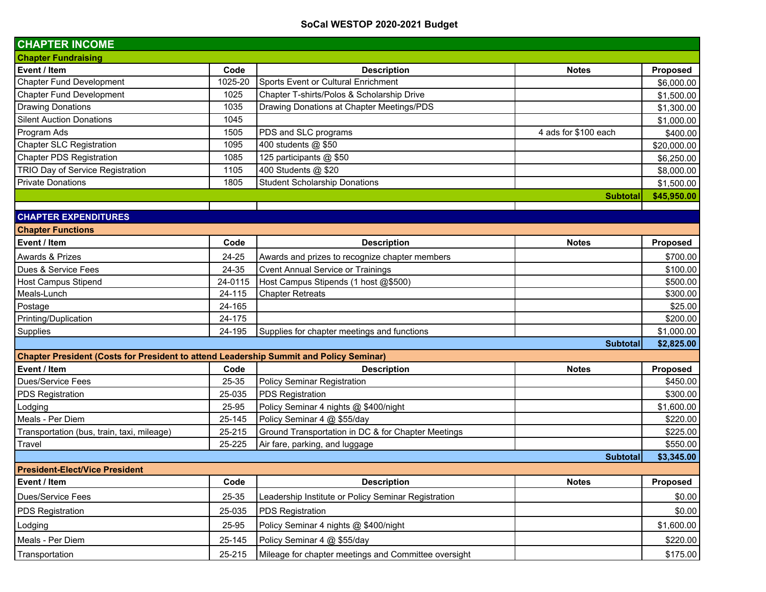# SoCal WESTOP 2020-2021 Budget

## CHAPTER INCOME

### Chapter Fundraising

| Event / Item | Code | Description | Notes | Proposed |
|---|---|---|---|---|
| Chapter Fund Development | 1025-20 | Sports Event or Cultural Enrichment | | $6,000.00 |
| Chapter Fund Development | 1025 | Chapter T-shirts/Polos & Scholarship Drive | | $1,500.00 |
| Drawing Donations | 1035 | Drawing Donations at Chapter Meetings/PDS | | $1,300.00 |
| Silent Auction Donations | 1045 | | | $1,000.00 |
| Program Ads | 1505 | PDS and SLC programs | 4 ads for $100 each | $400.00 |
| Chapter SLC Registration | 1095 | 400 students @ $50 | | $20,000.00 |
| Chapter PDS Registration | 1085 | 125 participants @ $50 | | $6,250.00 |
| TRIO Day of Service Registration | 1105 | 400 Students @ $20 | | $8,000.00 |
| Private Donations | 1805 | Student Scholarship Donations | | $1,500.00 |
| | | | **Subtotal** | **$45,950.00** |

## CHAPTER EXPENDITURES

### Chapter Functions

| Event / Item | Code | Description | Notes | Proposed |
|---|---|---|---|---|
| Awards & Prizes | 24-25 | Awards and prizes to recognize chapter members | | $700.00 |
| Dues & Service Fees | 24-35 | Cvent Annual Service or Trainings | | $100.00 |
| Host Campus Stipend | 24-0115 | Host Campus Stipends (1 host @$500) | | $500.00 |
| Meals-Lunch | 24-115 | Chapter Retreats | | $300.00 |
| Postage | 24-165 | | | $25.00 |
| Printing/Duplication | 24-175 | | | $200.00 |
| Supplies | 24-195 | Supplies for chapter meetings and functions | | $1,000.00 |
| | | | **Subtotal** | **$2,825.00** |

### Chapter President (Costs for President to attend Leadership Summit and Policy Seminar)

| Event / Item | Code | Description | Notes | Proposed |
|---|---|---|---|---|
| Dues/Service Fees | 25-35 | Policy Seminar Registration | | $450.00 |
| PDS Registration | 25-035 | PDS Registration | | $300.00 |
| Lodging | 25-95 | Policy Seminar 4 nights @ $400/night | | $1,600.00 |
| Meals - Per Diem | 25-145 | Policy Seminar 4 @ $55/day | | $220.00 |
| Transportation (bus, train, taxi, mileage) | 25-215 | Ground Transportation in DC & for Chapter Meetings | | $225.00 |
| Travel | 25-225 | Air fare, parking, and luggage | | $550.00 |
| | | | **Subtotal** | **$3,345.00** |

### President-Elect/Vice President

| Event / Item | Code | Description | Notes | Proposed |
|---|---|---|---|---|
| Dues/Service Fees | 25-35 | Leadership Institute or Policy Seminar Registration | | $0.00 |
| PDS Registration | 25-035 | PDS Registration | | $0.00 |
| Lodging | 25-95 | Policy Seminar 4 nights @ $400/night | | $1,600.00 |
| Meals - Per Diem | 25-145 | Policy Seminar 4 @ $55/day | | $220.00 |
| Transportation | 25-215 | Mileage for chapter meetings and Committee oversight | | $175.00 |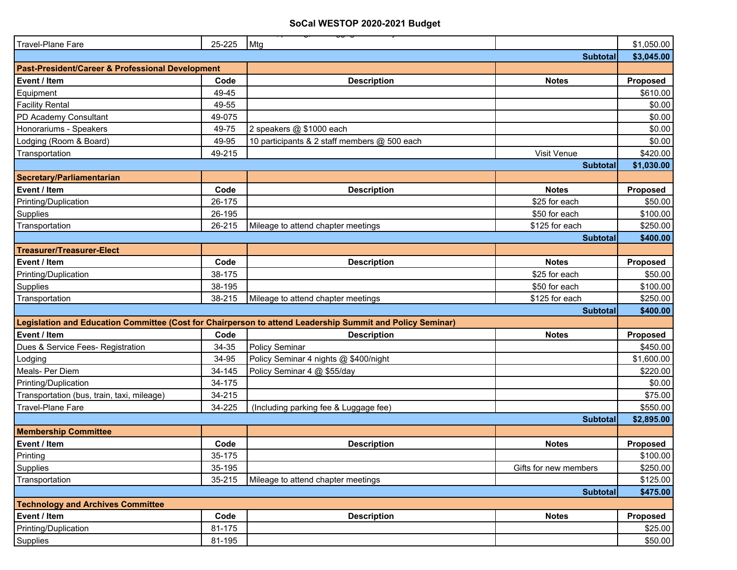## SoCal WESTOP 2020-2021 Budget

| | | | | |
|---|---|---|---|---|
| Travel-Plane Fare | 25-225 | Mtg | | $1,050.00 |
| | | | Subtotal | $3,045.00 |
| **Past-President/Career & Professional Development** | | | | |
| **Event / Item** | **Code** | **Description** | **Notes** | **Proposed** |
| Equipment | 49-45 | | | $610.00 |
| Facility Rental | 49-55 | | | $0.00 |
| PD Academy Consultant | 49-075 | | | $0.00 |
| Honorariums - Speakers | 49-75 | 2 speakers @ $1000 each | | $0.00 |
| Lodging (Room & Board) | 49-95 | 10 participants & 2 staff members @ 500 each | | $0.00 |
| Transportation | 49-215 | | Visit Venue | $420.00 |
| | | | Subtotal | $1,030.00 |
| **Secretary/Parliamentarian** | | | | |
| **Event / Item** | **Code** | **Description** | **Notes** | **Proposed** |
| Printing/Duplication | 26-175 | | $25 for each | $50.00 |
| Supplies | 26-195 | | $50 for each | $100.00 |
| Transportation | 26-215 | Mileage to attend chapter meetings | $125 for each | $250.00 |
| | | | Subtotal | $400.00 |
| **Treasurer/Treasurer-Elect** | | | | |
| **Event / Item** | **Code** | **Description** | **Notes** | **Proposed** |
| Printing/Duplication | 38-175 | | $25 for each | $50.00 |
| Supplies | 38-195 | | $50 for each | $100.00 |
| Transportation | 38-215 | Mileage to attend chapter meetings | $125 for each | $250.00 |
| | | | Subtotal | $400.00 |
| **Legislation and Education Committee (Cost for Chairperson to attend Leadership Summit and Policy Seminar)** | | | | |
| **Event / Item** | **Code** | **Description** | **Notes** | **Proposed** |
| Dues & Service Fees- Registration | 34-35 | Policy Seminar | | $450.00 |
| Lodging | 34-95 | Policy Seminar 4 nights @ $400/night | | $1,600.00 |
| Meals- Per Diem | 34-145 | Policy Seminar 4 @ $55/day | | $220.00 |
| Printing/Duplication | 34-175 | | | $0.00 |
| Transportation (bus, train, taxi, mileage) | 34-215 | | | $75.00 |
| Travel-Plane Fare | 34-225 | (Including parking fee & Luggage fee) | | $550.00 |
| | | | Subtotal | $2,895.00 |
| **Membership Committee** | | | | |
| **Event / Item** | **Code** | **Description** | **Notes** | **Proposed** |
| Printing | 35-175 | | | $100.00 |
| Supplies | 35-195 | | Gifts for new members | $250.00 |
| Transportation | 35-215 | Mileage to attend chapter meetings | | $125.00 |
| | | | Subtotal | $475.00 |
| **Technology and Archives Committee** | | | | |
| **Event / Item** | **Code** | **Description** | **Notes** | **Proposed** |
| Printing/Duplication | 81-175 | | | $25.00 |
| Supplies | 81-195 | | | $50.00 |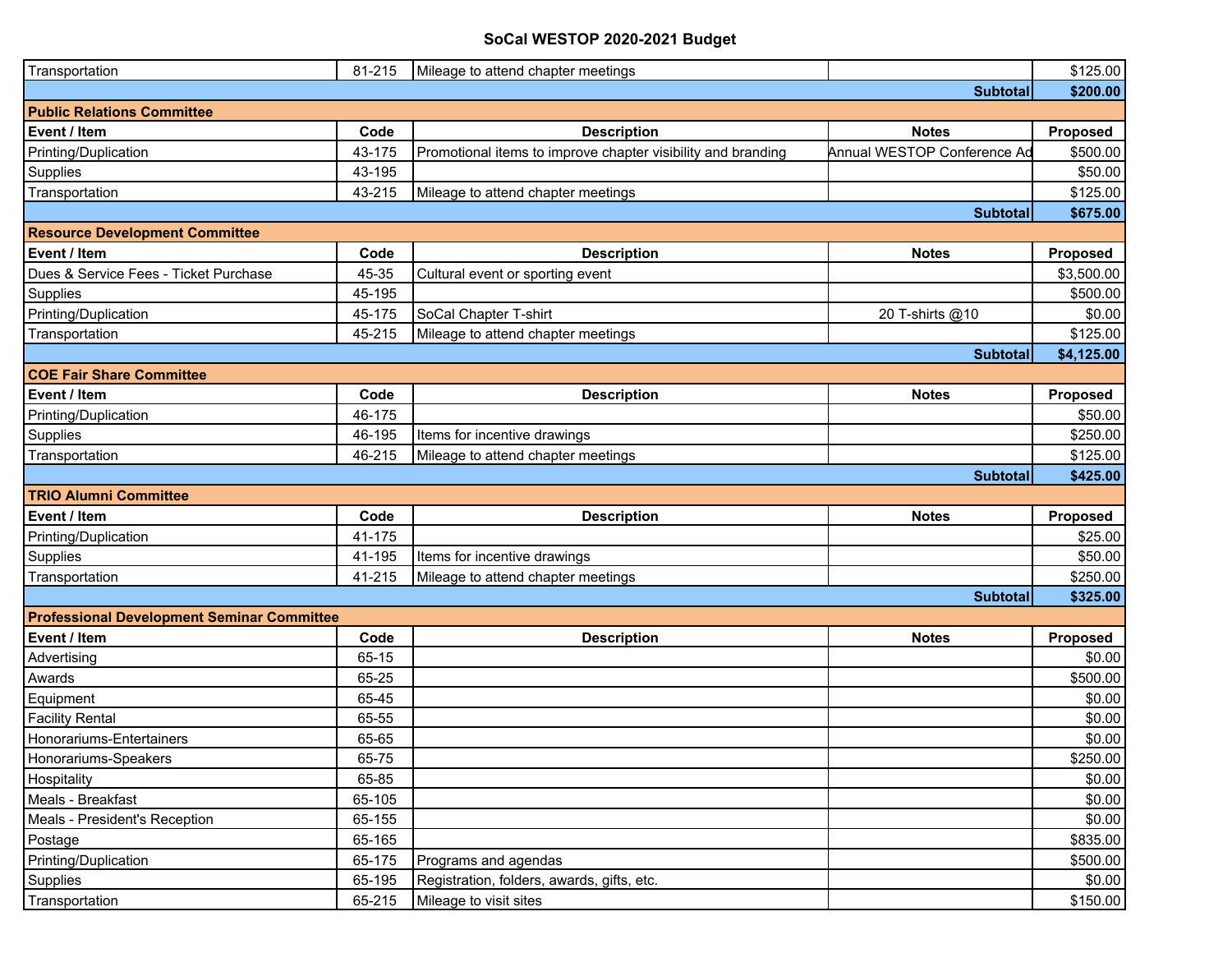## SoCal WESTOP 2020-2021 Budget

| | | | | |
|---|---|---|---|---|
| Transportation | 81-215 | Mileage to attend chapter meetings | | $125.00 |
| | | | **Subtotal** | **$200.00** |
| **Public Relations Committee** | | | | |
| **Event / Item** | **Code** | **Description** | **Notes** | **Proposed** |
| Printing/Duplication | 43-175 | Promotional items to improve chapter visibility and branding | Annual WESTOP Conference Ad | $500.00 |
| Supplies | 43-195 | | | $50.00 |
| Transportation | 43-215 | Mileage to attend chapter meetings | | $125.00 |
| | | | **Subtotal** | **$675.00** |
| **Resource Development Committee** | | | | |
| **Event / Item** | **Code** | **Description** | **Notes** | **Proposed** |
| Dues & Service Fees - Ticket Purchase | 45-35 | Cultural event or sporting event | | $3,500.00 |
| Supplies | 45-195 | | | $500.00 |
| Printing/Duplication | 45-175 | SoCal Chapter T-shirt | 20 T-shirts @10 | $0.00 |
| Transportation | 45-215 | Mileage to attend chapter meetings | | $125.00 |
| | | | **Subtotal** | **$4,125.00** |
| **COE Fair Share Committee** | | | | |
| **Event / Item** | **Code** | **Description** | **Notes** | **Proposed** |
| Printing/Duplication | 46-175 | | | $50.00 |
| Supplies | 46-195 | Items for incentive drawings | | $250.00 |
| Transportation | 46-215 | Mileage to attend chapter meetings | | $125.00 |
| | | | **Subtotal** | **$425.00** |
| **TRIO Alumni Committee** | | | | |
| **Event / Item** | **Code** | **Description** | **Notes** | **Proposed** |
| Printing/Duplication | 41-175 | | | $25.00 |
| Supplies | 41-195 | Items for incentive drawings | | $50.00 |
| Transportation | 41-215 | Mileage to attend chapter meetings | | $250.00 |
| | | | **Subtotal** | **$325.00** |
| **Professional Development Seminar Committee** | | | | |
| **Event / Item** | **Code** | **Description** | **Notes** | **Proposed** |
| Advertising | 65-15 | | | $0.00 |
| Awards | 65-25 | | | $500.00 |
| Equipment | 65-45 | | | $0.00 |
| Facility Rental | 65-55 | | | $0.00 |
| Honorariums-Entertainers | 65-65 | | | $0.00 |
| Honorariums-Speakers | 65-75 | | | $250.00 |
| Hospitality | 65-85 | | | $0.00 |
| Meals - Breakfast | 65-105 | | | $0.00 |
| Meals - President's Reception | 65-155 | | | $0.00 |
| Postage | 65-165 | | | $835.00 |
| Printing/Duplication | 65-175 | Programs and agendas | | $500.00 |
| Supplies | 65-195 | Registration, folders, awards, gifts, etc. | | $0.00 |
| Transportation | 65-215 | Mileage to visit sites | | $150.00 |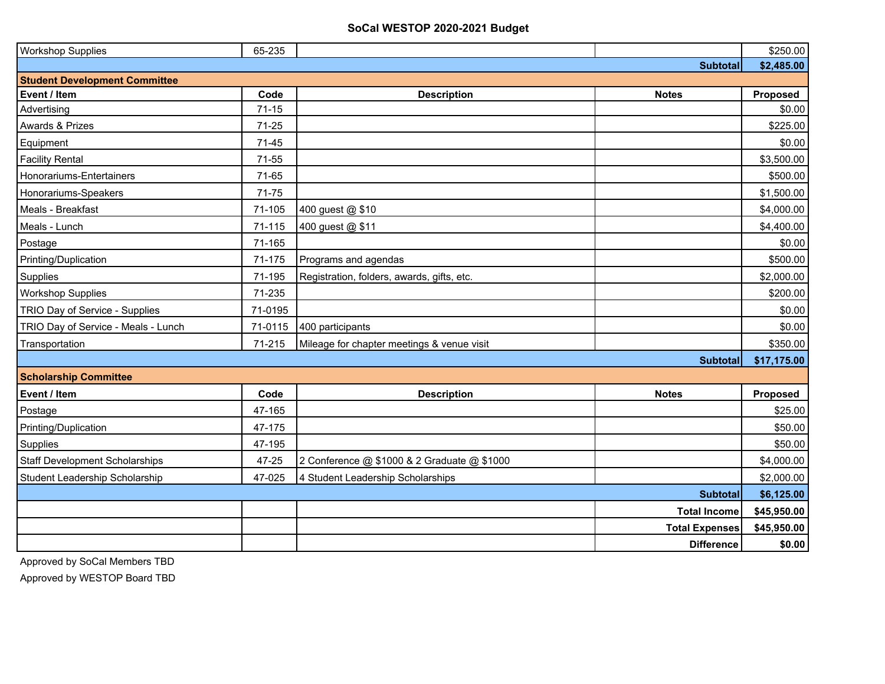**SoCal WESTOP 2020-2021 Budget**

| | | | | |
|---|---|---|---|---|
| Workshop Supplies | 65-235 | | | $250.00 |
| | | | **Subtotal** | **$2,485.00** |
| **Student Development Committee** | | | | |
| **Event / Item** | **Code** | **Description** | **Notes** | **Proposed** |
| Advertising | 71-15 | | | $0.00 |
| Awards & Prizes | 71-25 | | | $225.00 |
| Equipment | 71-45 | | | $0.00 |
| Facility Rental | 71-55 | | | $3,500.00 |
| Honorariums-Entertainers | 71-65 | | | $500.00 |
| Honorariums-Speakers | 71-75 | | | $1,500.00 |
| Meals - Breakfast | 71-105 | 400 guest @ $10 | | $4,000.00 |
| Meals - Lunch | 71-115 | 400 guest @ $11 | | $4,400.00 |
| Postage | 71-165 | | | $0.00 |
| Printing/Duplication | 71-175 | Programs and agendas | | $500.00 |
| Supplies | 71-195 | Registration, folders, awards, gifts, etc. | | $2,000.00 |
| Workshop Supplies | 71-235 | | | $200.00 |
| TRIO Day of Service - Supplies | 71-0195 | | | $0.00 |
| TRIO Day of Service - Meals - Lunch | 71-0115 | 400 participants | | $0.00 |
| Transportation | 71-215 | Mileage for chapter meetings & venue visit | | $350.00 |
| | | | **Subtotal** | **$17,175.00** |
| **Scholarship Committee** | | | | |
| **Event / Item** | **Code** | **Description** | **Notes** | **Proposed** |
| Postage | 47-165 | | | $25.00 |
| Printing/Duplication | 47-175 | | | $50.00 |
| Supplies | 47-195 | | | $50.00 |
| Staff Development Scholarships | 47-25 | 2 Conference @ $1000 & 2 Graduate @ $1000 | | $4,000.00 |
| Student Leadership Scholarship | 47-025 | 4 Student Leadership Scholarships | | $2,000.00 |
| | | | **Subtotal** | **$6,125.00** |
| | | | **Total Income** | **$45,950.00** |
| | | | **Total Expenses** | **$45,950.00** |
| | | | **Difference** | **$0.00** |

Approved by SoCal Members TBD

Approved by WESTOP Board TBD